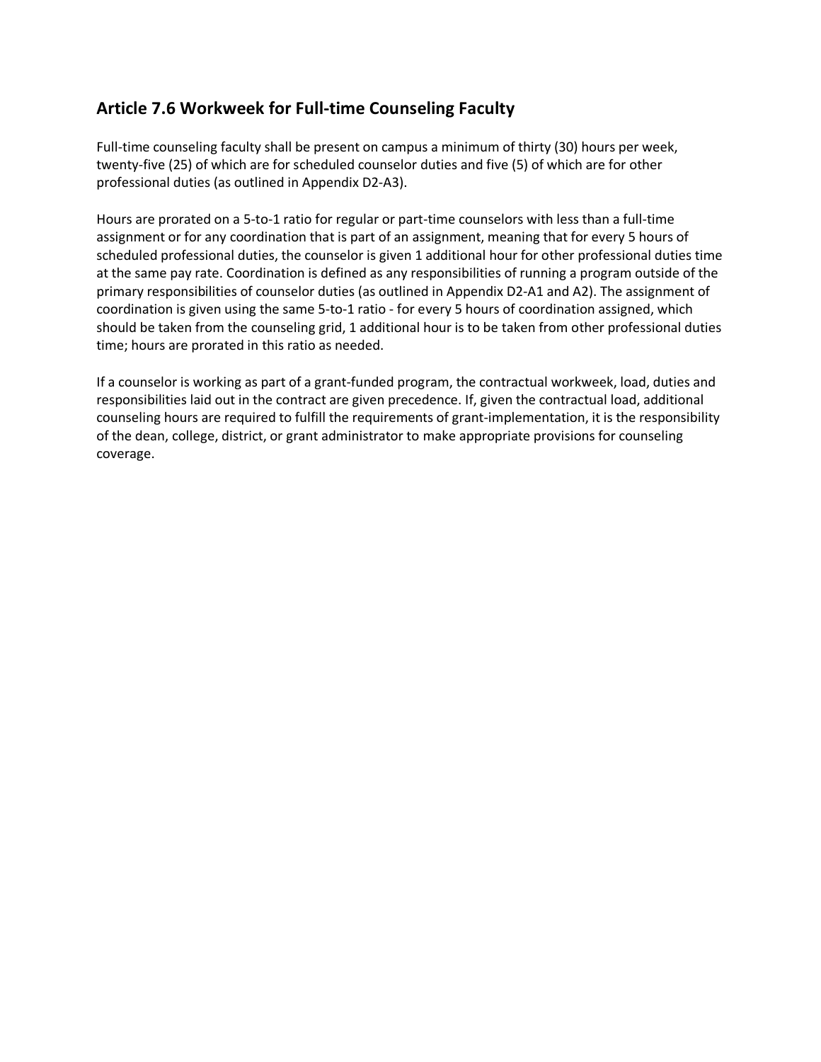## Article 7.6 Workweek for Full-time Counseling Faculty

Full-time counseling faculty shall be present on campus a minimum of thirty (30) hours per week, twenty-five (25) of which are for scheduled counselor duties and five (5) of which are for other professional duties (as outlined in Appendix D2-A3).

Hours are prorated on a 5-to-1 ratio for regular or part-time counselors with less than a full-time assignment or for any coordination that is part of an assignment, meaning that for every 5 hours of scheduled professional duties, the counselor is given 1 additional hour for other professional duties time at the same pay rate. Coordination is defined as any responsibilities of running a program outside of the primary responsibilities of counselor duties (as outlined in Appendix D2-A1 and A2). The assignment of coordination is given using the same 5-to-1 ratio - for every 5 hours of coordination assigned, which should be taken from the counseling grid, 1 additional hour is to be taken from other professional duties time; hours are prorated in this ratio as needed.

If a counselor is working as part of a grant-funded program, the contractual workweek, load, duties and responsibilities laid out in the contract are given precedence. If, given the contractual load, additional counseling hours are required to fulfill the requirements of grant-implementation, it is the responsibility of the dean, college, district, or grant administrator to make appropriate provisions for counseling coverage.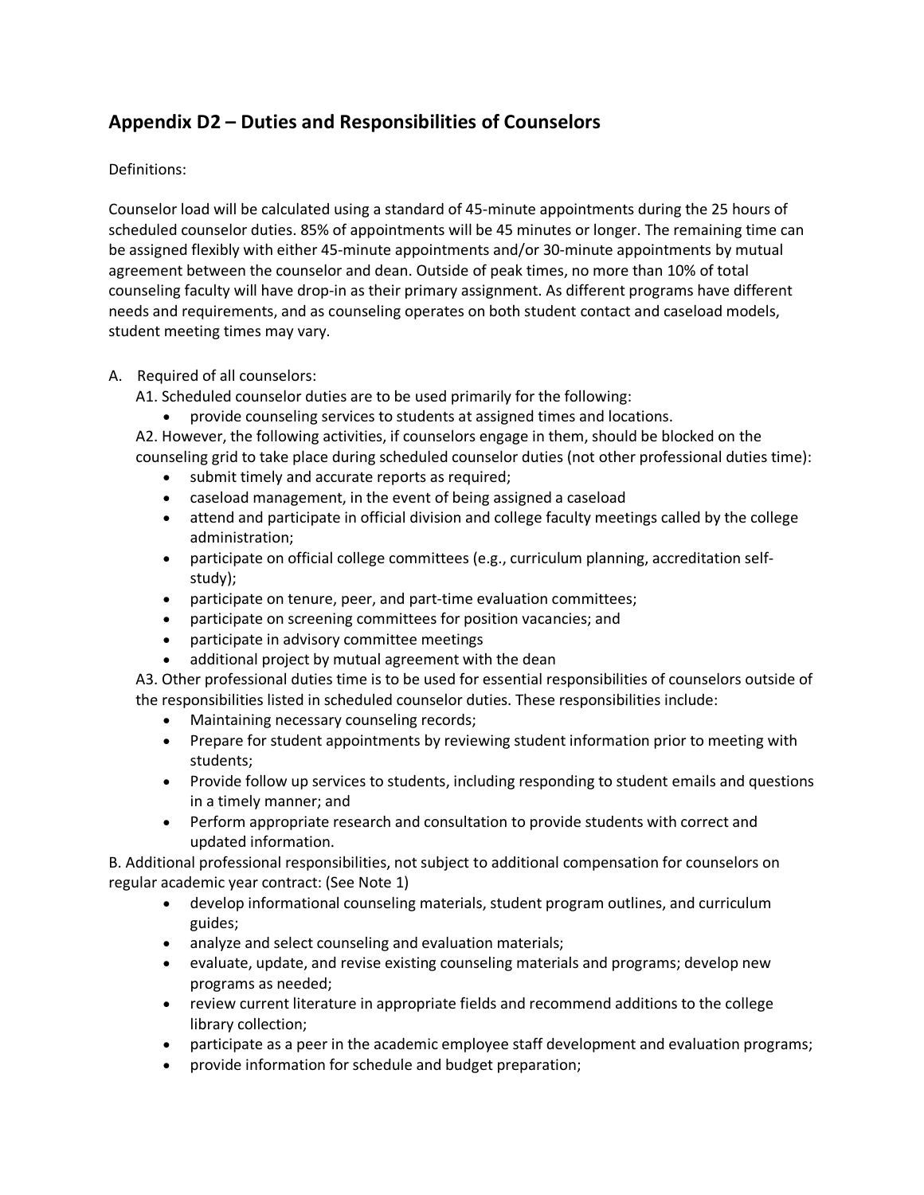## Appendix D2 – Duties and Responsibilities of Counselors

Definitions:

Counselor load will be calculated using a standard of 45-minute appointments during the 25 hours of scheduled counselor duties. 85% of appointments will be 45 minutes or longer. The remaining time can be assigned flexibly with either 45-minute appointments and/or 30-minute appointments by mutual agreement between the counselor and dean. Outside of peak times, no more than 10% of total counseling faculty will have drop-in as their primary assignment. As different programs have different needs and requirements, and as counseling operates on both student contact and caseload models, student meeting times may vary.

A. Required of all counselors:

A1. Scheduled counselor duties are to be used primarily for the following:

- provide counseling services to students at assigned times and locations.

A2. However, the following activities, if counselors engage in them, should be blocked on the counseling grid to take place during scheduled counselor duties (not other professional duties time):

- submit timely and accurate reports as required;
- caseload management, in the event of being assigned a caseload
- attend and participate in official division and college faculty meetings called by the college administration;
- participate on official college committees (e.g., curriculum planning, accreditation self-study);
- participate on tenure, peer, and part-time evaluation committees;
- participate on screening committees for position vacancies; and
- participate in advisory committee meetings
- additional project by mutual agreement with the dean

A3. Other professional duties time is to be used for essential responsibilities of counselors outside of the responsibilities listed in scheduled counselor duties. These responsibilities include:

- Maintaining necessary counseling records;
- Prepare for student appointments by reviewing student information prior to meeting with students;
- Provide follow up services to students, including responding to student emails and questions in a timely manner; and
- Perform appropriate research and consultation to provide students with correct and updated information.

B. Additional professional responsibilities, not subject to additional compensation for counselors on regular academic year contract: (See Note 1)

- develop informational counseling materials, student program outlines, and curriculum guides;
- analyze and select counseling and evaluation materials;
- evaluate, update, and revise existing counseling materials and programs; develop new programs as needed;
- review current literature in appropriate fields and recommend additions to the college library collection;
- participate as a peer in the academic employee staff development and evaluation programs;
- provide information for schedule and budget preparation;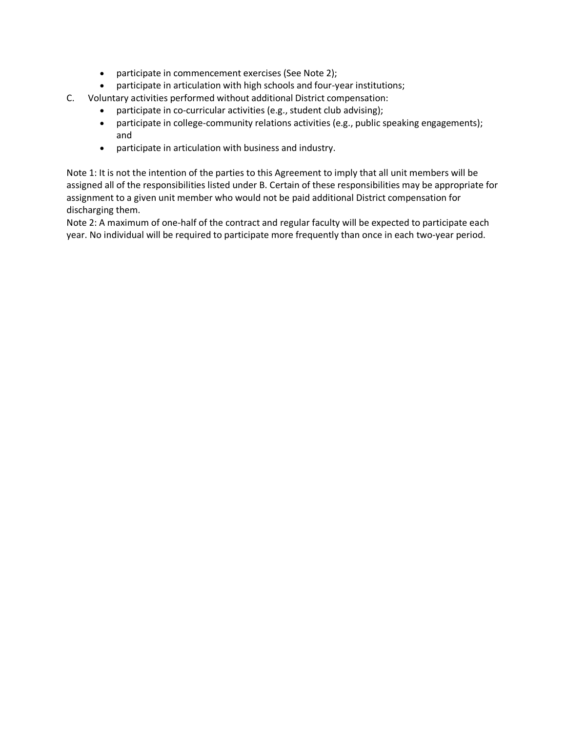- participate in commencement exercises (See Note 2);
- participate in articulation with high schools and four-year institutions;

C. Voluntary activities performed without additional District compensation:
   - participate in co-curricular activities (e.g., student club advising);
   - participate in college-community relations activities (e.g., public speaking engagements); and
   - participate in articulation with business and industry.

Note 1: It is not the intention of the parties to this Agreement to imply that all unit members will be assigned all of the responsibilities listed under B. Certain of these responsibilities may be appropriate for assignment to a given unit member who would not be paid additional District compensation for discharging them.

Note 2: A maximum of one-half of the contract and regular faculty will be expected to participate each year. No individual will be required to participate more frequently than once in each two-year period.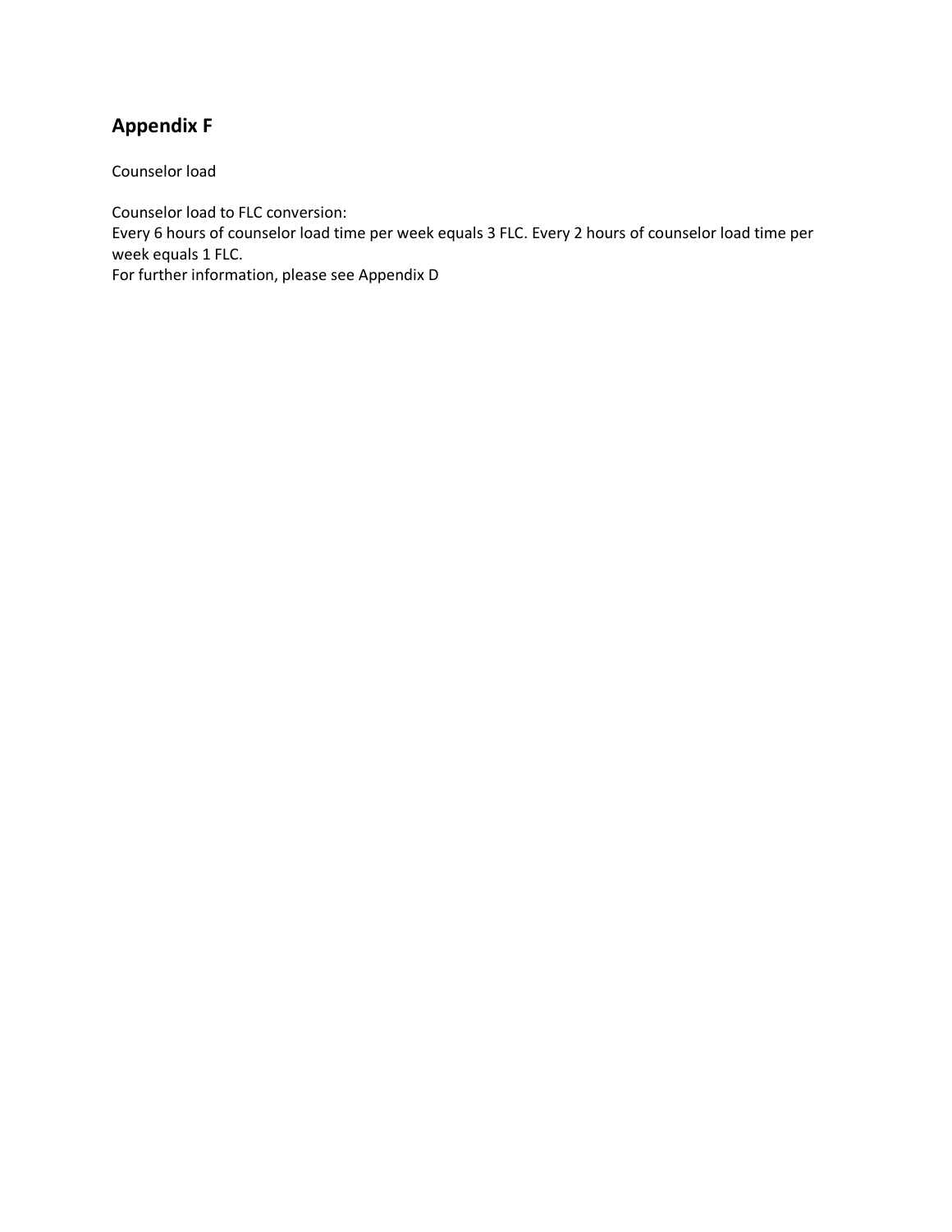## Appendix F

Counselor load

Counselor load to FLC conversion:
Every 6 hours of counselor load time per week equals 3 FLC. Every 2 hours of counselor load time per week equals 1 FLC.
For further information, please see Appendix D